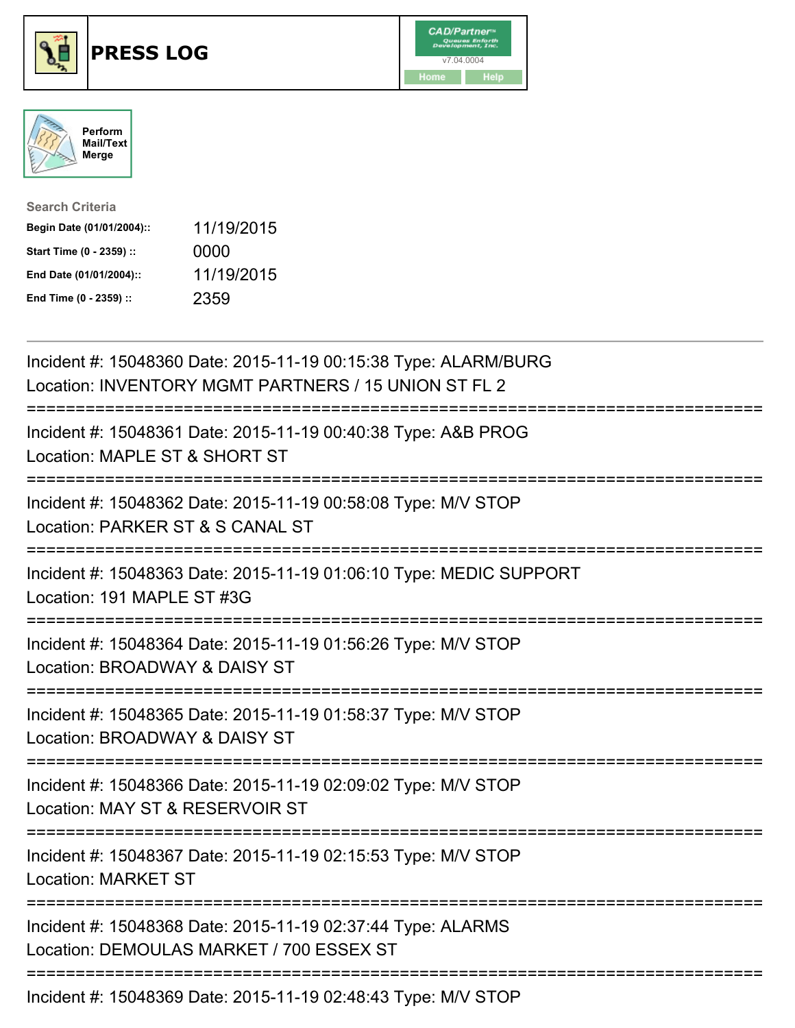# PRESS LOG

CAD/Partner™
v7.04.0004
Home Help

Perform Mail/Text Merge

**Search Criteria**

| | |
|---|---|
| **Begin Date (01/01/2004)::** | 11/19/2015 |
| **Start Time (0 - 2359) ::** | 0000 |
| **End Date (01/01/2004)::** | 11/19/2015 |
| **End Time (0 - 2359) ::** | 2359 |

---

Incident #: 15048360 Date: 2015-11-19 00:15:38 Type: ALARM/BURG
Location: INVENTORY MGMT PARTNERS / 15 UNION ST FL 2

===========================================================================

Incident #: 15048361 Date: 2015-11-19 00:40:38 Type: A&B PROG
Location: MAPLE ST & SHORT ST

===========================================================================

Incident #: 15048362 Date: 2015-11-19 00:58:08 Type: M/V STOP
Location: PARKER ST & S CANAL ST

===========================================================================

Incident #: 15048363 Date: 2015-11-19 01:06:10 Type: MEDIC SUPPORT
Location: 191 MAPLE ST #3G

===========================================================================

Incident #: 15048364 Date: 2015-11-19 01:56:26 Type: M/V STOP
Location: BROADWAY & DAISY ST

===========================================================================

Incident #: 15048365 Date: 2015-11-19 01:58:37 Type: M/V STOP
Location: BROADWAY & DAISY ST

===========================================================================

Incident #: 15048366 Date: 2015-11-19 02:09:02 Type: M/V STOP
Location: MAY ST & RESERVOIR ST

===========================================================================

Incident #: 15048367 Date: 2015-11-19 02:15:53 Type: M/V STOP
Location: MARKET ST

===========================================================================

Incident #: 15048368 Date: 2015-11-19 02:37:44 Type: ALARMS
Location: DEMOULAS MARKET / 700 ESSEX ST

===========================================================================

Incident #: 15048369 Date: 2015-11-19 02:48:43 Type: M/V STOP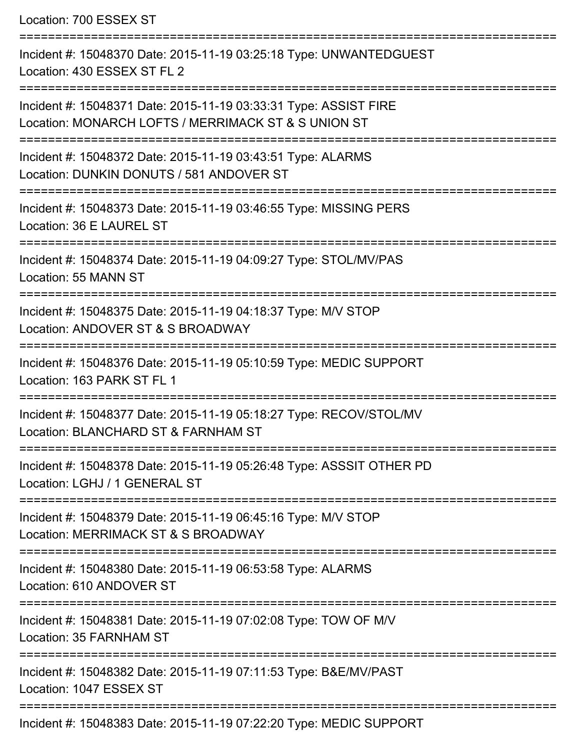Location: 700 ESSEX ST

===========================================================================

Incident #: 15048370 Date: 2015-11-19 03:25:18 Type: UNWANTEDGUEST
Location: 430 ESSEX ST FL 2

===========================================================================

Incident #: 15048371 Date: 2015-11-19 03:33:31 Type: ASSIST FIRE
Location: MONARCH LOFTS / MERRIMACK ST & S UNION ST

===========================================================================

Incident #: 15048372 Date: 2015-11-19 03:43:51 Type: ALARMS
Location: DUNKIN DONUTS / 581 ANDOVER ST

===========================================================================

Incident #: 15048373 Date: 2015-11-19 03:46:55 Type: MISSING PERS
Location: 36 E LAUREL ST

===========================================================================

Incident #: 15048374 Date: 2015-11-19 04:09:27 Type: STOL/MV/PAS
Location: 55 MANN ST

===========================================================================

Incident #: 15048375 Date: 2015-11-19 04:18:37 Type: M/V STOP
Location: ANDOVER ST & S BROADWAY

===========================================================================

Incident #: 15048376 Date: 2015-11-19 05:10:59 Type: MEDIC SUPPORT
Location: 163 PARK ST FL 1

===========================================================================

Incident #: 15048377 Date: 2015-11-19 05:18:27 Type: RECOV/STOL/MV
Location: BLANCHARD ST & FARNHAM ST

===========================================================================

Incident #: 15048378 Date: 2015-11-19 05:26:48 Type: ASSSIT OTHER PD
Location: LGHJ / 1 GENERAL ST

===========================================================================

Incident #: 15048379 Date: 2015-11-19 06:45:16 Type: M/V STOP
Location: MERRIMACK ST & S BROADWAY

===========================================================================

Incident #: 15048380 Date: 2015-11-19 06:53:58 Type: ALARMS
Location: 610 ANDOVER ST

===========================================================================

Incident #: 15048381 Date: 2015-11-19 07:02:08 Type: TOW OF M/V
Location: 35 FARNHAM ST

===========================================================================

Incident #: 15048382 Date: 2015-11-19 07:11:53 Type: B&E/MV/PAST
Location: 1047 ESSEX ST

===========================================================================

Incident #: 15048383 Date: 2015-11-19 07:22:20 Type: MEDIC SUPPORT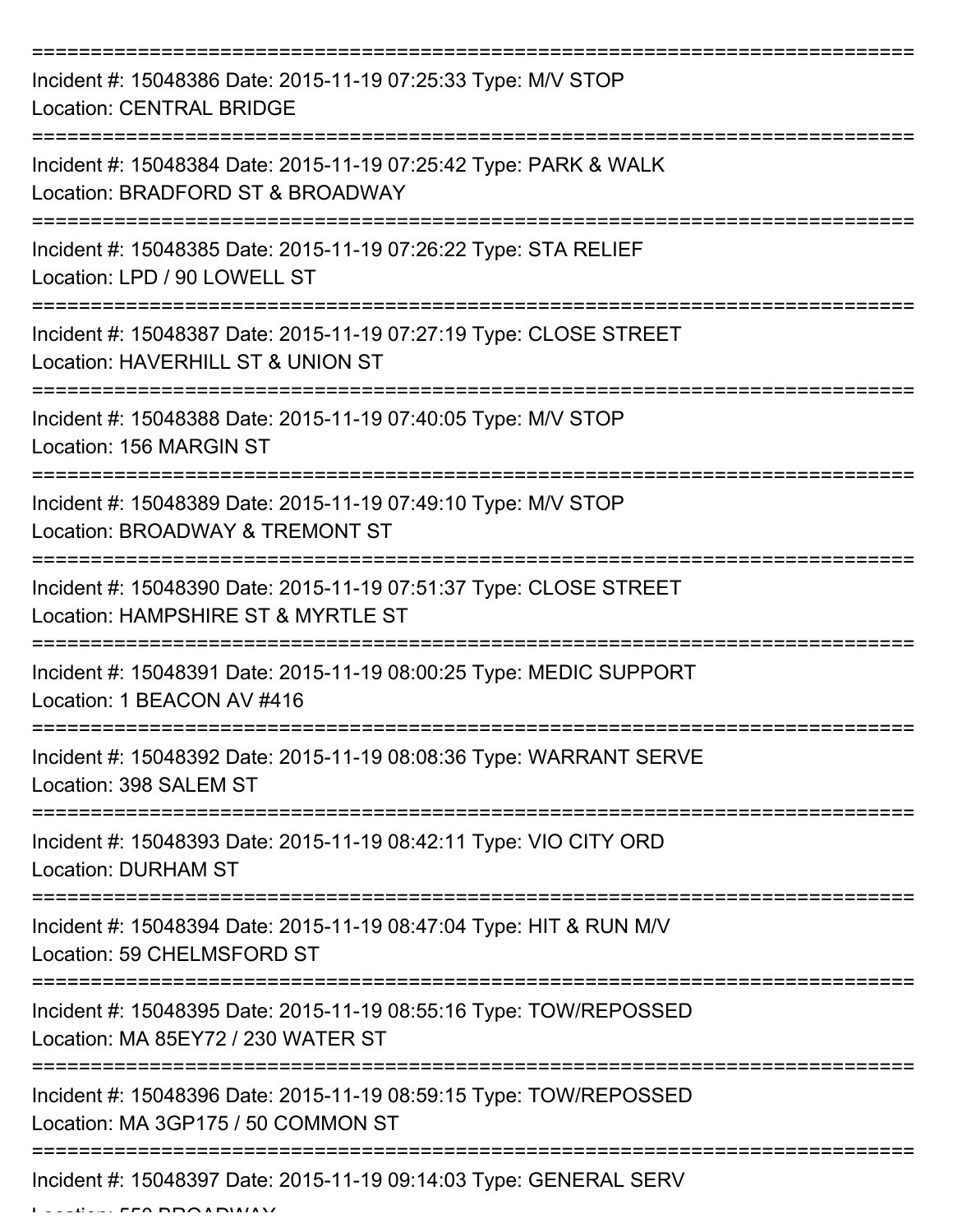===========================================================================

Incident #: 15048386 Date: 2015-11-19 07:25:33 Type: M/V STOP
Location: CENTRAL BRIDGE

===========================================================================

Incident #: 15048384 Date: 2015-11-19 07:25:42 Type: PARK & WALK
Location: BRADFORD ST & BROADWAY

===========================================================================

Incident #: 15048385 Date: 2015-11-19 07:26:22 Type: STA RELIEF
Location: LPD / 90 LOWELL ST

===========================================================================

Incident #: 15048387 Date: 2015-11-19 07:27:19 Type: CLOSE STREET
Location: HAVERHILL ST & UNION ST

===========================================================================

Incident #: 15048388 Date: 2015-11-19 07:40:05 Type: M/V STOP
Location: 156 MARGIN ST

===========================================================================

Incident #: 15048389 Date: 2015-11-19 07:49:10 Type: M/V STOP
Location: BROADWAY & TREMONT ST

===========================================================================

Incident #: 15048390 Date: 2015-11-19 07:51:37 Type: CLOSE STREET
Location: HAMPSHIRE ST & MYRTLE ST

===========================================================================

Incident #: 15048391 Date: 2015-11-19 08:00:25 Type: MEDIC SUPPORT
Location: 1 BEACON AV #416

===========================================================================

Incident #: 15048392 Date: 2015-11-19 08:08:36 Type: WARRANT SERVE
Location: 398 SALEM ST

===========================================================================

Incident #: 15048393 Date: 2015-11-19 08:42:11 Type: VIO CITY ORD
Location: DURHAM ST

===========================================================================

Incident #: 15048394 Date: 2015-11-19 08:47:04 Type: HIT & RUN M/V
Location: 59 CHELMSFORD ST

===========================================================================

Incident #: 15048395 Date: 2015-11-19 08:55:16 Type: TOW/REPOSSED
Location: MA 85EY72 / 230 WATER ST

===========================================================================

Incident #: 15048396 Date: 2015-11-19 08:59:15 Type: TOW/REPOSSED
Location: MA 3GP175 / 50 COMMON ST

===========================================================================

Incident #: 15048397 Date: 2015-11-19 09:14:03 Type: GENERAL SERV
Location: 550 BROADWAY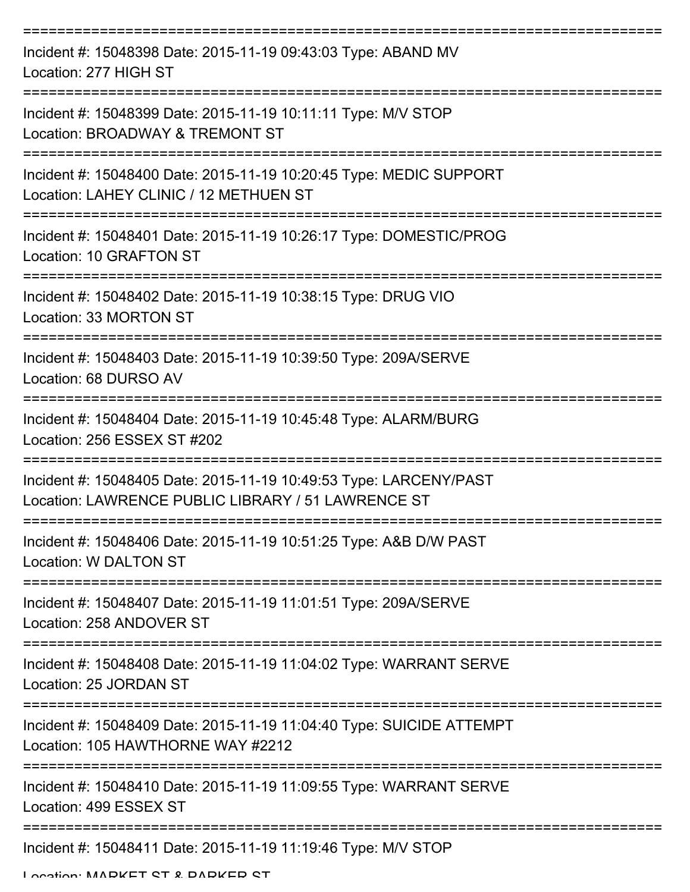===========================================================================

Incident #: 15048398 Date: 2015-11-19 09:43:03 Type: ABAND MV
Location: 277 HIGH ST

===========================================================================

Incident #: 15048399 Date: 2015-11-19 10:11:11 Type: M/V STOP
Location: BROADWAY & TREMONT ST

===========================================================================

Incident #: 15048400 Date: 2015-11-19 10:20:45 Type: MEDIC SUPPORT
Location: LAHEY CLINIC / 12 METHUEN ST

===========================================================================

Incident #: 15048401 Date: 2015-11-19 10:26:17 Type: DOMESTIC/PROG
Location: 10 GRAFTON ST

===========================================================================

Incident #: 15048402 Date: 2015-11-19 10:38:15 Type: DRUG VIO
Location: 33 MORTON ST

===========================================================================

Incident #: 15048403 Date: 2015-11-19 10:39:50 Type: 209A/SERVE
Location: 68 DURSO AV

===========================================================================

Incident #: 15048404 Date: 2015-11-19 10:45:48 Type: ALARM/BURG
Location: 256 ESSEX ST #202

===========================================================================

Incident #: 15048405 Date: 2015-11-19 10:49:53 Type: LARCENY/PAST
Location: LAWRENCE PUBLIC LIBRARY / 51 LAWRENCE ST

===========================================================================

Incident #: 15048406 Date: 2015-11-19 10:51:25 Type: A&B D/W PAST
Location: W DALTON ST

===========================================================================

Incident #: 15048407 Date: 2015-11-19 11:01:51 Type: 209A/SERVE
Location: 258 ANDOVER ST

===========================================================================

Incident #: 15048408 Date: 2015-11-19 11:04:02 Type: WARRANT SERVE
Location: 25 JORDAN ST

===========================================================================

Incident #: 15048409 Date: 2015-11-19 11:04:40 Type: SUICIDE ATTEMPT
Location: 105 HAWTHORNE WAY #2212

===========================================================================

Incident #: 15048410 Date: 2015-11-19 11:09:55 Type: WARRANT SERVE
Location: 499 ESSEX ST

===========================================================================

Incident #: 15048411 Date: 2015-11-19 11:19:46 Type: M/V STOP
Location: MARKET ST & PARKER ST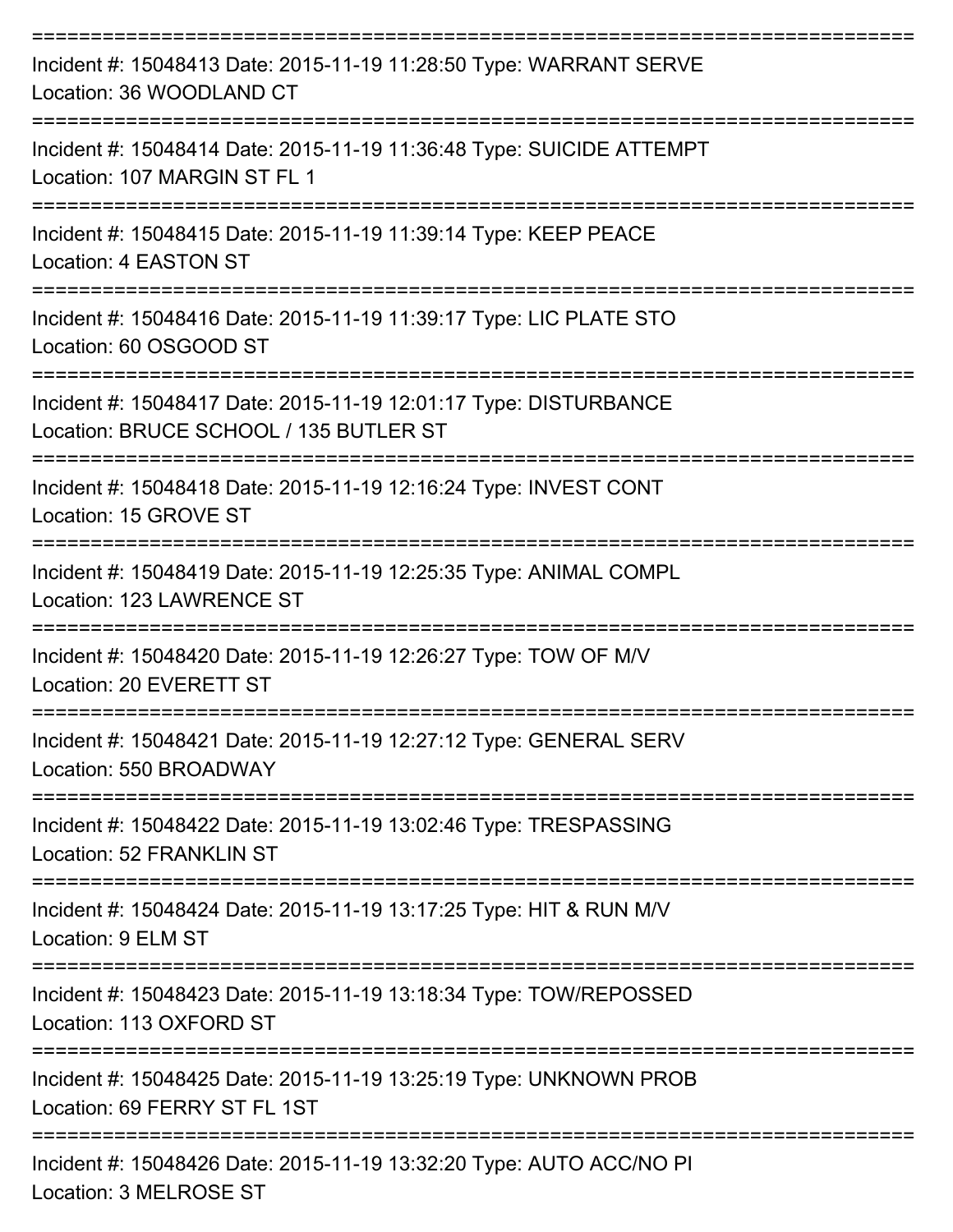===========================================================================

Incident #: 15048413 Date: 2015-11-19 11:28:50 Type: WARRANT SERVE
Location: 36 WOODLAND CT

===========================================================================

Incident #: 15048414 Date: 2015-11-19 11:36:48 Type: SUICIDE ATTEMPT
Location: 107 MARGIN ST FL 1

===========================================================================

Incident #: 15048415 Date: 2015-11-19 11:39:14 Type: KEEP PEACE
Location: 4 EASTON ST

===========================================================================

Incident #: 15048416 Date: 2015-11-19 11:39:17 Type: LIC PLATE STO
Location: 60 OSGOOD ST

===========================================================================

Incident #: 15048417 Date: 2015-11-19 12:01:17 Type: DISTURBANCE
Location: BRUCE SCHOOL / 135 BUTLER ST

===========================================================================

Incident #: 15048418 Date: 2015-11-19 12:16:24 Type: INVEST CONT
Location: 15 GROVE ST

===========================================================================

Incident #: 15048419 Date: 2015-11-19 12:25:35 Type: ANIMAL COMPL
Location: 123 LAWRENCE ST

===========================================================================

Incident #: 15048420 Date: 2015-11-19 12:26:27 Type: TOW OF M/V
Location: 20 EVERETT ST

===========================================================================

Incident #: 15048421 Date: 2015-11-19 12:27:12 Type: GENERAL SERV
Location: 550 BROADWAY

===========================================================================

Incident #: 15048422 Date: 2015-11-19 13:02:46 Type: TRESPASSING
Location: 52 FRANKLIN ST

===========================================================================

Incident #: 15048424 Date: 2015-11-19 13:17:25 Type: HIT & RUN M/V
Location: 9 ELM ST

===========================================================================

Incident #: 15048423 Date: 2015-11-19 13:18:34 Type: TOW/REPOSSED
Location: 113 OXFORD ST

===========================================================================

Incident #: 15048425 Date: 2015-11-19 13:25:19 Type: UNKNOWN PROB
Location: 69 FERRY ST FL 1ST

===========================================================================

Incident #: 15048426 Date: 2015-11-19 13:32:20 Type: AUTO ACC/NO PI
Location: 3 MELROSE ST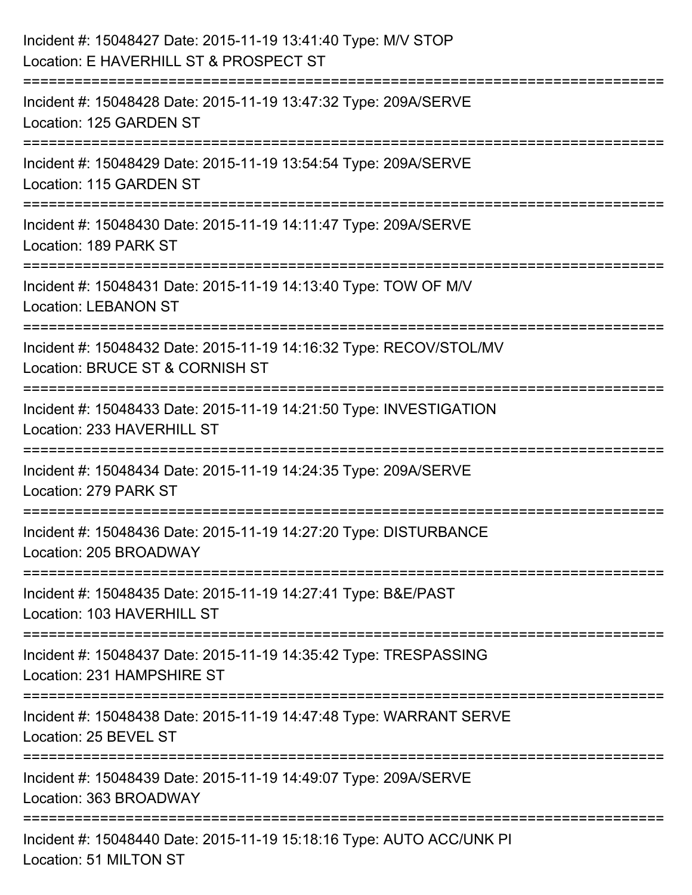Incident #: 15048427 Date: 2015-11-19 13:41:40 Type: M/V STOP
Location: E HAVERHILL ST & PROSPECT ST

===========================================================================

Incident #: 15048428 Date: 2015-11-19 13:47:32 Type: 209A/SERVE
Location: 125 GARDEN ST

===========================================================================

Incident #: 15048429 Date: 2015-11-19 13:54:54 Type: 209A/SERVE
Location: 115 GARDEN ST

===========================================================================

Incident #: 15048430 Date: 2015-11-19 14:11:47 Type: 209A/SERVE
Location: 189 PARK ST

===========================================================================

Incident #: 15048431 Date: 2015-11-19 14:13:40 Type: TOW OF M/V
Location: LEBANON ST

===========================================================================

Incident #: 15048432 Date: 2015-11-19 14:16:32 Type: RECOV/STOL/MV
Location: BRUCE ST & CORNISH ST

===========================================================================

Incident #: 15048433 Date: 2015-11-19 14:21:50 Type: INVESTIGATION
Location: 233 HAVERHILL ST

===========================================================================

Incident #: 15048434 Date: 2015-11-19 14:24:35 Type: 209A/SERVE
Location: 279 PARK ST

===========================================================================

Incident #: 15048436 Date: 2015-11-19 14:27:20 Type: DISTURBANCE
Location: 205 BROADWAY

===========================================================================

Incident #: 15048435 Date: 2015-11-19 14:27:41 Type: B&E/PAST
Location: 103 HAVERHILL ST

===========================================================================

Incident #: 15048437 Date: 2015-11-19 14:35:42 Type: TRESPASSING
Location: 231 HAMPSHIRE ST

===========================================================================

Incident #: 15048438 Date: 2015-11-19 14:47:48 Type: WARRANT SERVE
Location: 25 BEVEL ST

===========================================================================

Incident #: 15048439 Date: 2015-11-19 14:49:07 Type: 209A/SERVE
Location: 363 BROADWAY

===========================================================================

Incident #: 15048440 Date: 2015-11-19 15:18:16 Type: AUTO ACC/UNK PI
Location: 51 MILTON ST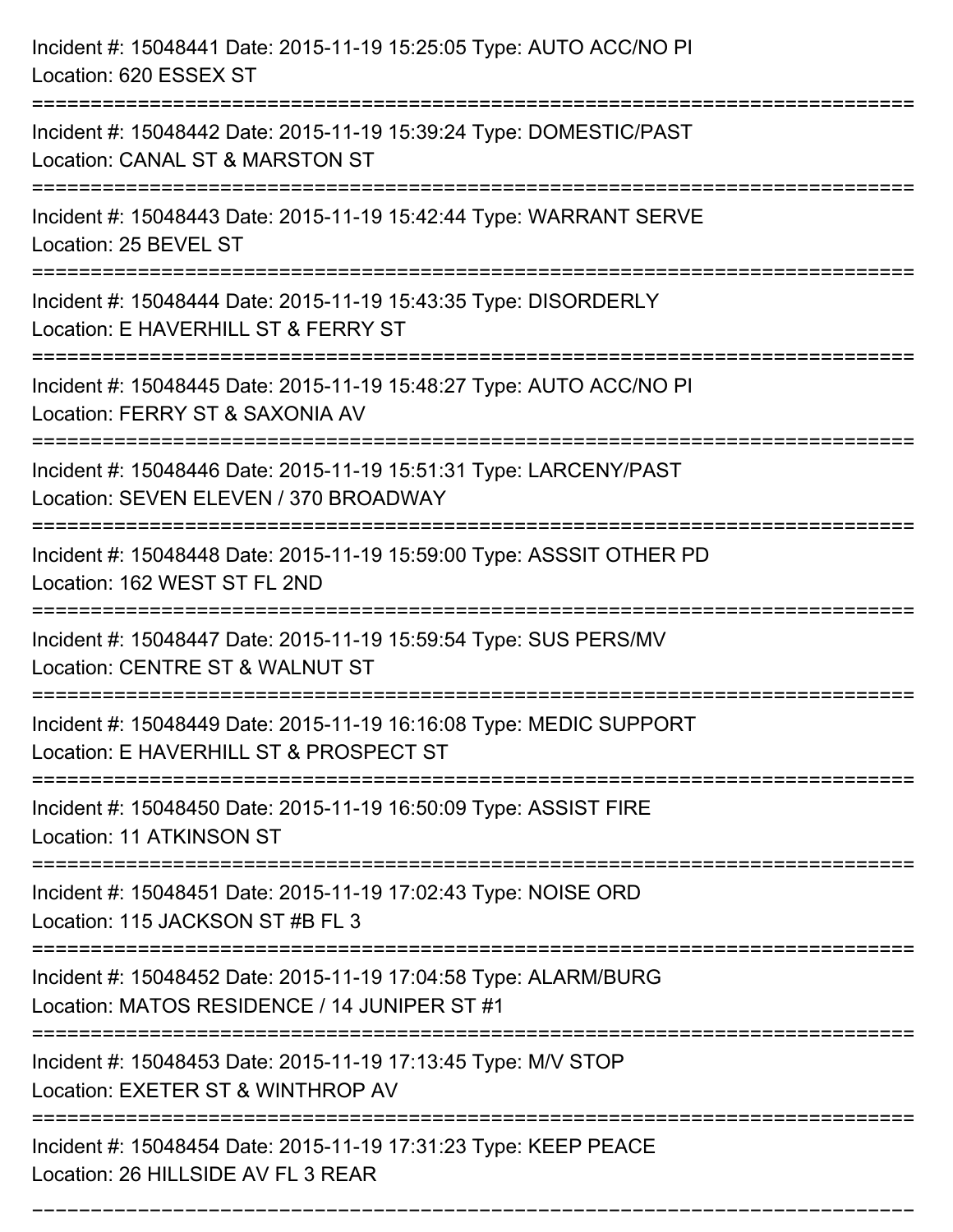Incident #: 15048441 Date: 2015-11-19 15:25:05 Type: AUTO ACC/NO PI
Location: 620 ESSEX ST

===========================================================================

Incident #: 15048442 Date: 2015-11-19 15:39:24 Type: DOMESTIC/PAST
Location: CANAL ST & MARSTON ST

===========================================================================

Incident #: 15048443 Date: 2015-11-19 15:42:44 Type: WARRANT SERVE
Location: 25 BEVEL ST

===========================================================================

Incident #: 15048444 Date: 2015-11-19 15:43:35 Type: DISORDERLY
Location: E HAVERHILL ST & FERRY ST

===========================================================================

Incident #: 15048445 Date: 2015-11-19 15:48:27 Type: AUTO ACC/NO PI
Location: FERRY ST & SAXONIA AV

===========================================================================

Incident #: 15048446 Date: 2015-11-19 15:51:31 Type: LARCENY/PAST
Location: SEVEN ELEVEN / 370 BROADWAY

===========================================================================

Incident #: 15048448 Date: 2015-11-19 15:59:00 Type: ASSSIT OTHER PD
Location: 162 WEST ST FL 2ND

===========================================================================

Incident #: 15048447 Date: 2015-11-19 15:59:54 Type: SUS PERS/MV
Location: CENTRE ST & WALNUT ST

===========================================================================

Incident #: 15048449 Date: 2015-11-19 16:16:08 Type: MEDIC SUPPORT
Location: E HAVERHILL ST & PROSPECT ST

===========================================================================

Incident #: 15048450 Date: 2015-11-19 16:50:09 Type: ASSIST FIRE
Location: 11 ATKINSON ST

===========================================================================

Incident #: 15048451 Date: 2015-11-19 17:02:43 Type: NOISE ORD
Location: 115 JACKSON ST #B FL 3

===========================================================================

Incident #: 15048452 Date: 2015-11-19 17:04:58 Type: ALARM/BURG
Location: MATOS RESIDENCE / 14 JUNIPER ST #1

===========================================================================

Incident #: 15048453 Date: 2015-11-19 17:13:45 Type: M/V STOP
Location: EXETER ST & WINTHROP AV

===========================================================================

Incident #: 15048454 Date: 2015-11-19 17:31:23 Type: KEEP PEACE
Location: 26 HILLSIDE AV FL 3 REAR

===========================================================================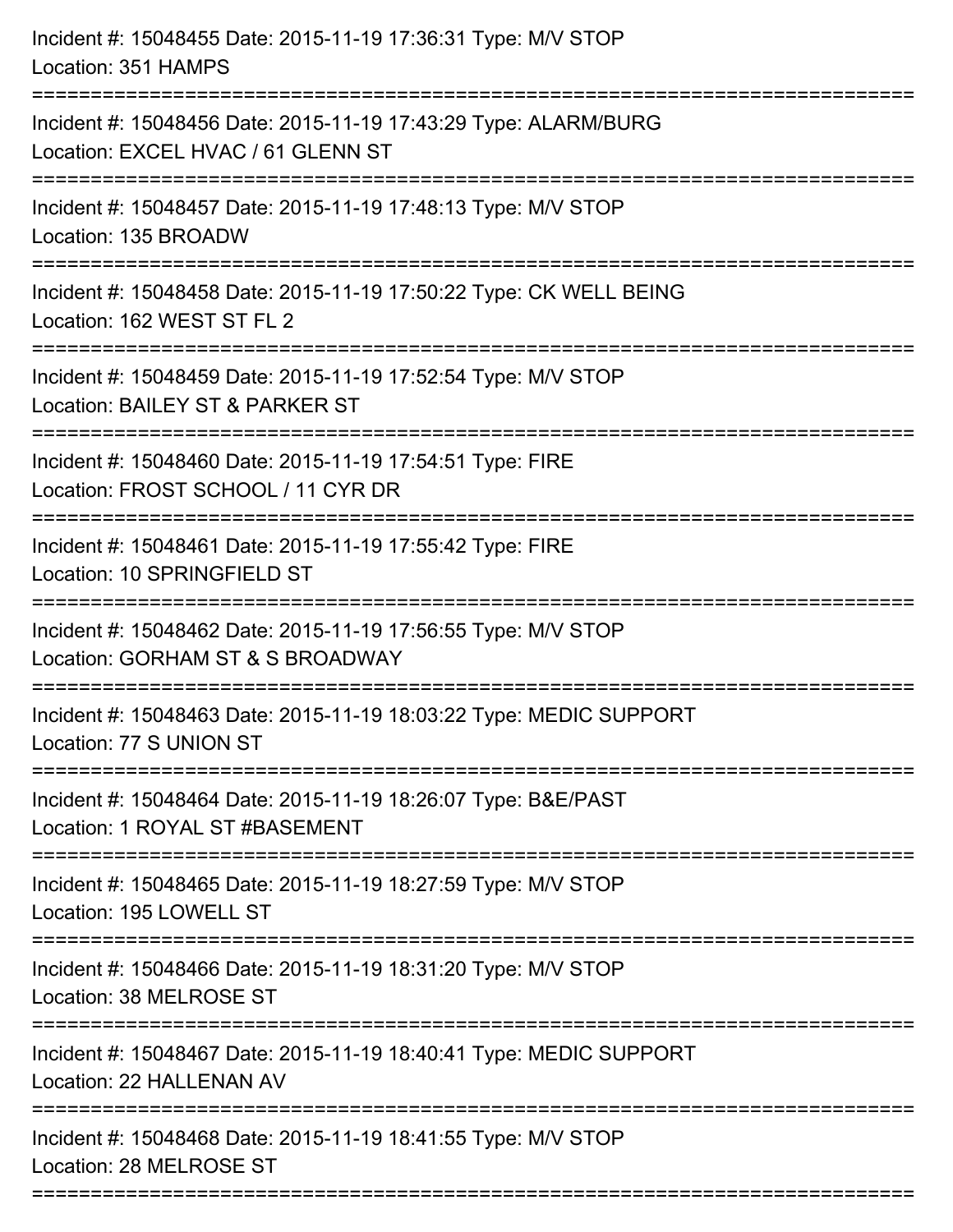Incident #: 15048455 Date: 2015-11-19 17:36:31 Type: M/V STOP
Location: 351 HAMPS

===========================================================================

Incident #: 15048456 Date: 2015-11-19 17:43:29 Type: ALARM/BURG
Location: EXCEL HVAC / 61 GLENN ST

===========================================================================

Incident #: 15048457 Date: 2015-11-19 17:48:13 Type: M/V STOP
Location: 135 BROADW

===========================================================================

Incident #: 15048458 Date: 2015-11-19 17:50:22 Type: CK WELL BEING
Location: 162 WEST ST FL 2

===========================================================================

Incident #: 15048459 Date: 2015-11-19 17:52:54 Type: M/V STOP
Location: BAILEY ST & PARKER ST

===========================================================================

Incident #: 15048460 Date: 2015-11-19 17:54:51 Type: FIRE
Location: FROST SCHOOL / 11 CYR DR

===========================================================================

Incident #: 15048461 Date: 2015-11-19 17:55:42 Type: FIRE
Location: 10 SPRINGFIELD ST

===========================================================================

Incident #: 15048462 Date: 2015-11-19 17:56:55 Type: M/V STOP
Location: GORHAM ST & S BROADWAY

===========================================================================

Incident #: 15048463 Date: 2015-11-19 18:03:22 Type: MEDIC SUPPORT
Location: 77 S UNION ST

===========================================================================

Incident #: 15048464 Date: 2015-11-19 18:26:07 Type: B&E/PAST
Location: 1 ROYAL ST #BASEMENT

===========================================================================

Incident #: 15048465 Date: 2015-11-19 18:27:59 Type: M/V STOP
Location: 195 LOWELL ST

===========================================================================

Incident #: 15048466 Date: 2015-11-19 18:31:20 Type: M/V STOP
Location: 38 MELROSE ST

===========================================================================

Incident #: 15048467 Date: 2015-11-19 18:40:41 Type: MEDIC SUPPORT
Location: 22 HALLENAN AV

===========================================================================

Incident #: 15048468 Date: 2015-11-19 18:41:55 Type: M/V STOP
Location: 28 MELROSE ST

===========================================================================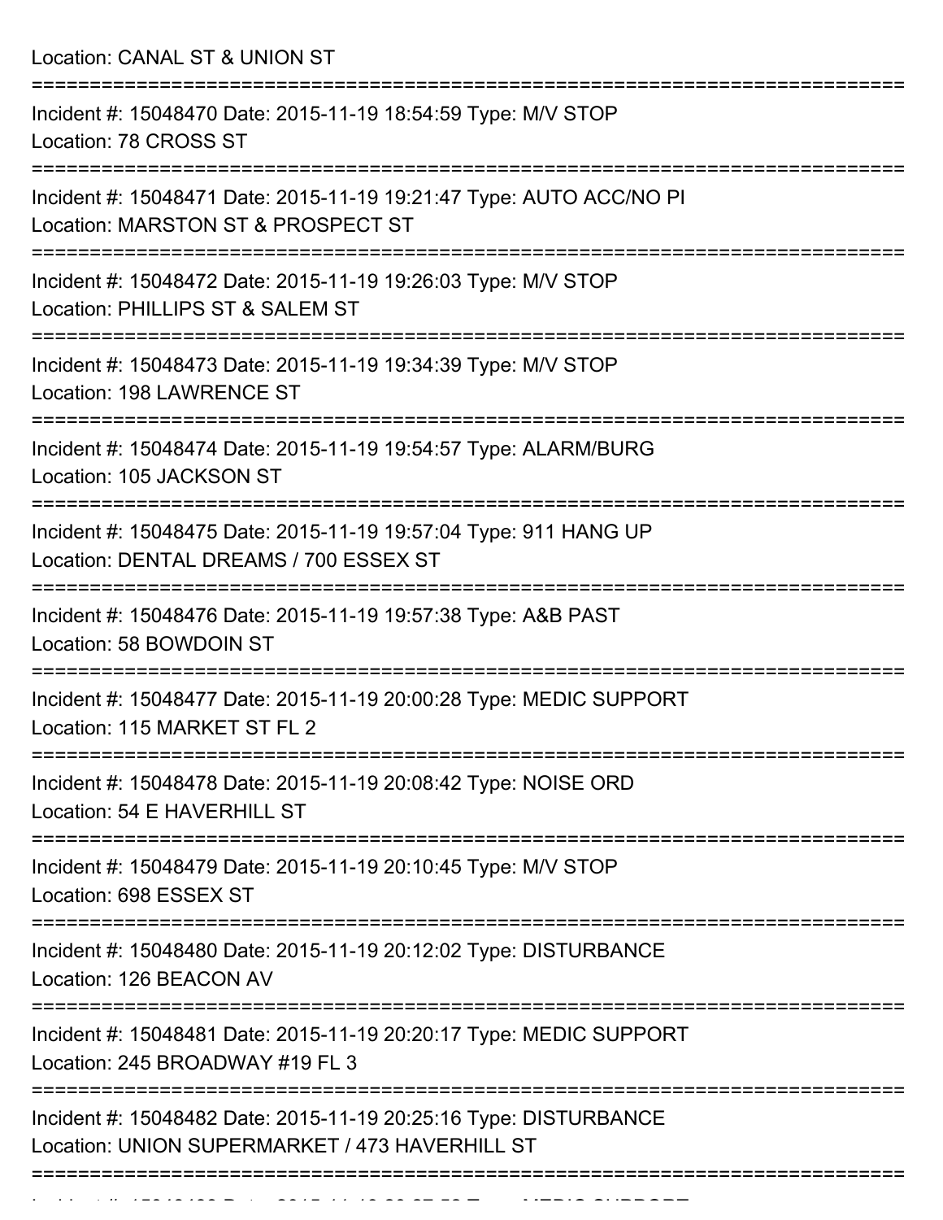Location: CANAL ST & UNION ST

===========================================================================

Incident #: 15048470 Date: 2015-11-19 18:54:59 Type: M/V STOP
Location: 78 CROSS ST

===========================================================================

Incident #: 15048471 Date: 2015-11-19 19:21:47 Type: AUTO ACC/NO PI
Location: MARSTON ST & PROSPECT ST

===========================================================================

Incident #: 15048472 Date: 2015-11-19 19:26:03 Type: M/V STOP
Location: PHILLIPS ST & SALEM ST

===========================================================================

Incident #: 15048473 Date: 2015-11-19 19:34:39 Type: M/V STOP
Location: 198 LAWRENCE ST

===========================================================================

Incident #: 15048474 Date: 2015-11-19 19:54:57 Type: ALARM/BURG
Location: 105 JACKSON ST

===========================================================================

Incident #: 15048475 Date: 2015-11-19 19:57:04 Type: 911 HANG UP
Location: DENTAL DREAMS / 700 ESSEX ST

===========================================================================

Incident #: 15048476 Date: 2015-11-19 19:57:38 Type: A&B PAST
Location: 58 BOWDOIN ST

===========================================================================

Incident #: 15048477 Date: 2015-11-19 20:00:28 Type: MEDIC SUPPORT
Location: 115 MARKET ST FL 2

===========================================================================

Incident #: 15048478 Date: 2015-11-19 20:08:42 Type: NOISE ORD
Location: 54 E HAVERHILL ST

===========================================================================

Incident #: 15048479 Date: 2015-11-19 20:10:45 Type: M/V STOP
Location: 698 ESSEX ST

===========================================================================

Incident #: 15048480 Date: 2015-11-19 20:12:02 Type: DISTURBANCE
Location: 126 BEACON AV

===========================================================================

Incident #: 15048481 Date: 2015-11-19 20:20:17 Type: MEDIC SUPPORT
Location: 245 BROADWAY #19 FL 3

===========================================================================

Incident #: 15048482 Date: 2015-11-19 20:25:16 Type: DISTURBANCE
Location: UNION SUPERMARKET / 473 HAVERHILL ST

===========================================================================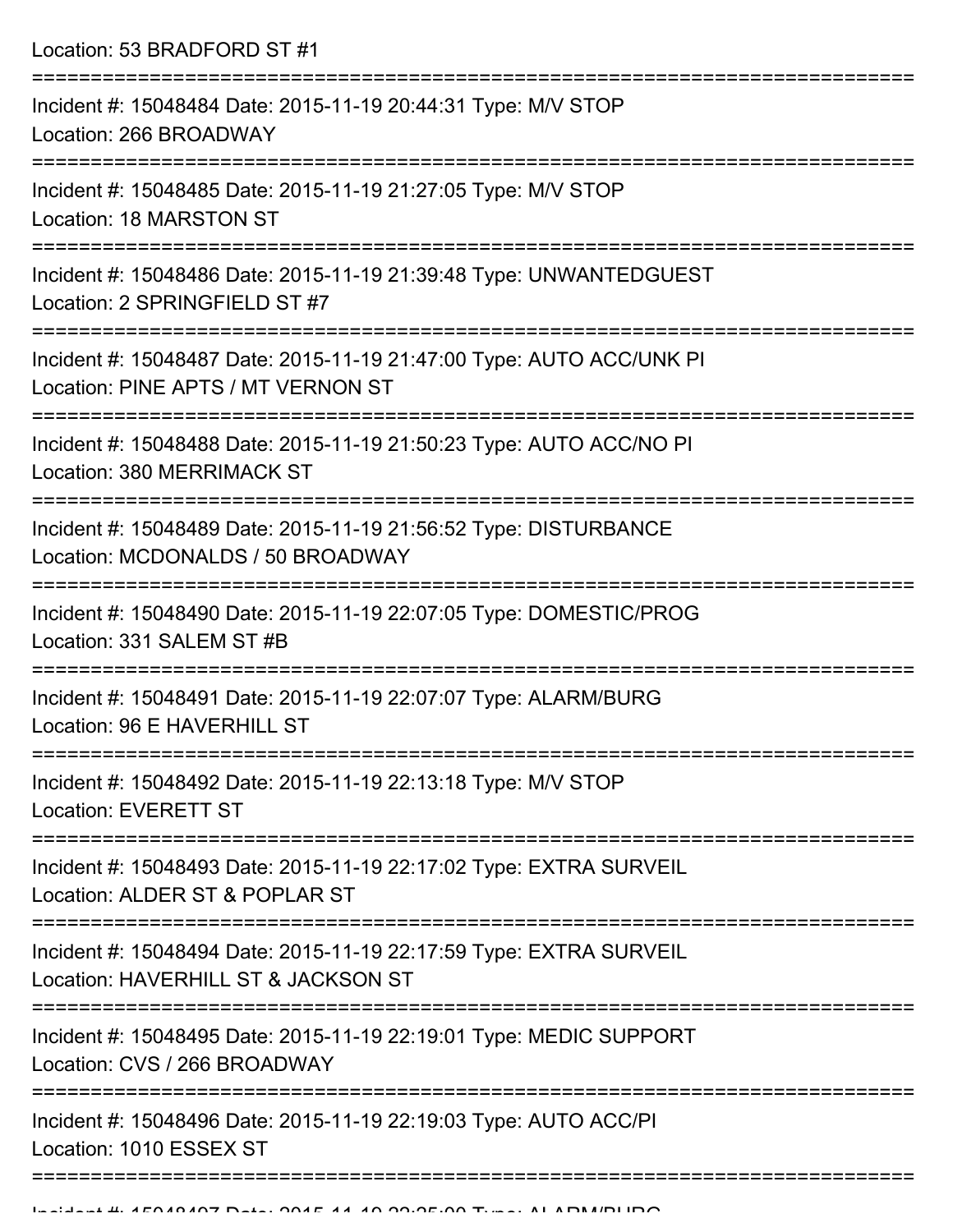Location: 53 BRADFORD ST #1

===========================================================================

Incident #: 15048484 Date: 2015-11-19 20:44:31 Type: M/V STOP
Location: 266 BROADWAY

===========================================================================

Incident #: 15048485 Date: 2015-11-19 21:27:05 Type: M/V STOP
Location: 18 MARSTON ST

===========================================================================

Incident #: 15048486 Date: 2015-11-19 21:39:48 Type: UNWANTEDGUEST
Location: 2 SPRINGFIELD ST #7

===========================================================================

Incident #: 15048487 Date: 2015-11-19 21:47:00 Type: AUTO ACC/UNK PI
Location: PINE APTS / MT VERNON ST

===========================================================================

Incident #: 15048488 Date: 2015-11-19 21:50:23 Type: AUTO ACC/NO PI
Location: 380 MERRIMACK ST

===========================================================================

Incident #: 15048489 Date: 2015-11-19 21:56:52 Type: DISTURBANCE
Location: MCDONALDS / 50 BROADWAY

===========================================================================

Incident #: 15048490 Date: 2015-11-19 22:07:05 Type: DOMESTIC/PROG
Location: 331 SALEM ST #B

===========================================================================

Incident #: 15048491 Date: 2015-11-19 22:07:07 Type: ALARM/BURG
Location: 96 E HAVERHILL ST

===========================================================================

Incident #: 15048492 Date: 2015-11-19 22:13:18 Type: M/V STOP
Location: EVERETT ST

===========================================================================

Incident #: 15048493 Date: 2015-11-19 22:17:02 Type: EXTRA SURVEIL
Location: ALDER ST & POPLAR ST

===========================================================================

Incident #: 15048494 Date: 2015-11-19 22:17:59 Type: EXTRA SURVEIL
Location: HAVERHILL ST & JACKSON ST

===========================================================================

Incident #: 15048495 Date: 2015-11-19 22:19:01 Type: MEDIC SUPPORT
Location: CVS / 266 BROADWAY

===========================================================================

Incident #: 15048496 Date: 2015-11-19 22:19:03 Type: AUTO ACC/PI
Location: 1010 ESSEX ST

===========================================================================

Incident #: 15048497 Date: 2015-11-19 22:25:00 Type: ALARM/BURG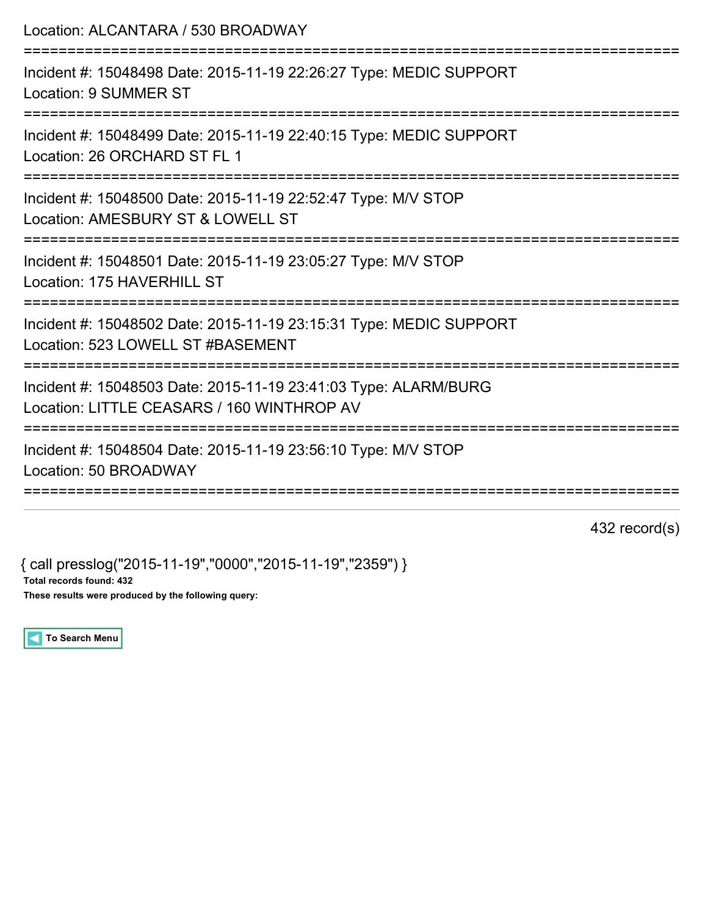Location: ALCANTARA / 530 BROADWAY

===========================================================================

Incident #: 15048498 Date: 2015-11-19 22:26:27 Type: MEDIC SUPPORT
Location: 9 SUMMER ST

===========================================================================

Incident #: 15048499 Date: 2015-11-19 22:40:15 Type: MEDIC SUPPORT
Location: 26 ORCHARD ST FL 1

===========================================================================

Incident #: 15048500 Date: 2015-11-19 22:52:47 Type: M/V STOP
Location: AMESBURY ST & LOWELL ST

===========================================================================

Incident #: 15048501 Date: 2015-11-19 23:05:27 Type: M/V STOP
Location: 175 HAVERHILL ST

===========================================================================

Incident #: 15048502 Date: 2015-11-19 23:15:31 Type: MEDIC SUPPORT
Location: 523 LOWELL ST #BASEMENT

===========================================================================

Incident #: 15048503 Date: 2015-11-19 23:41:03 Type: ALARM/BURG
Location: LITTLE CEASARS / 160 WINTHROP AV

===========================================================================

Incident #: 15048504 Date: 2015-11-19 23:56:10 Type: M/V STOP
Location: 50 BROADWAY

===========================================================================

432 record(s)

{ call presslog("2015-11-19","0000","2015-11-19","2359") }

**Total records found: 432**

**These results were produced by the following query:**

To Search Menu